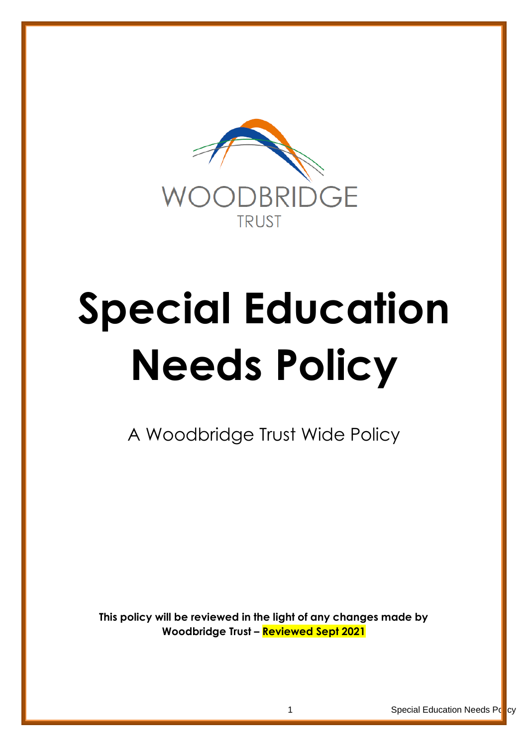WOODBRIDGE

TRUST

# Special Education Needs Policy

A Woodbridge Trust Wide Policy

**This policy will be reviewed in the light of any changes made by Woodbridge Trust – Reviewed Sept 2021**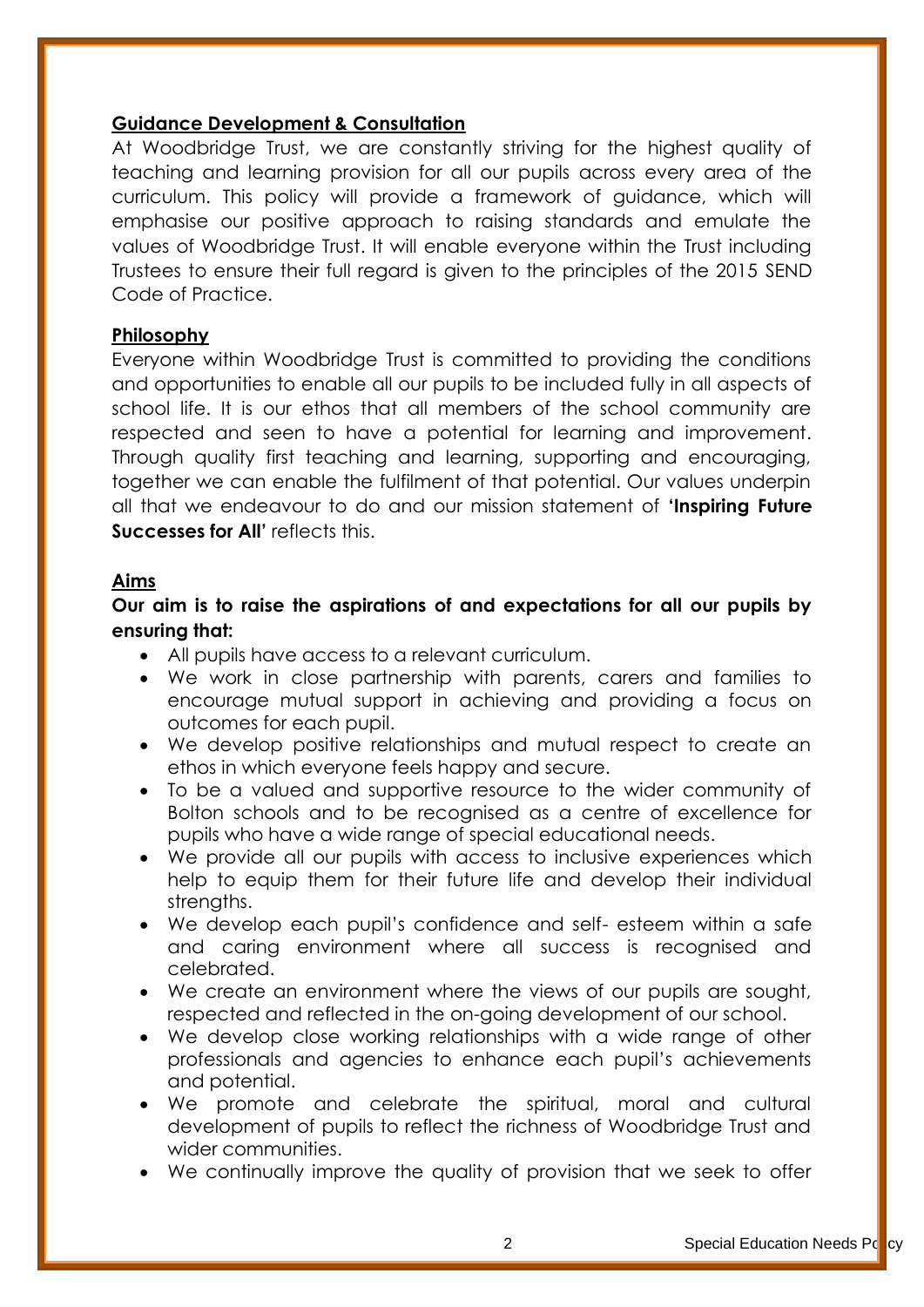## Guidance Development & Consultation

At Woodbridge Trust, we are constantly striving for the highest quality of teaching and learning provision for all our pupils across every area of the curriculum. This policy will provide a framework of guidance, which will emphasise our positive approach to raising standards and emulate the values of Woodbridge Trust. It will enable everyone within the Trust including Trustees to ensure their full regard is given to the principles of the 2015 SEND Code of Practice.

## Philosophy

Everyone within Woodbridge Trust is committed to providing the conditions and opportunities to enable all our pupils to be included fully in all aspects of school life. It is our ethos that all members of the school community are respected and seen to have a potential for learning and improvement. Through quality first teaching and learning, supporting and encouraging, together we can enable the fulfilment of that potential. Our values underpin all that we endeavour to do and our mission statement of **'Inspiring Future Successes for All'** reflects this.

## Aims

**Our aim is to raise the aspirations of and expectations for all our pupils by ensuring that:**

- All pupils have access to a relevant curriculum.
- We work in close partnership with parents, carers and families to encourage mutual support in achieving and providing a focus on outcomes for each pupil.
- We develop positive relationships and mutual respect to create an ethos in which everyone feels happy and secure.
- To be a valued and supportive resource to the wider community of Bolton schools and to be recognised as a centre of excellence for pupils who have a wide range of special educational needs.
- We provide all our pupils with access to inclusive experiences which help to equip them for their future life and develop their individual strengths.
- We develop each pupil's confidence and self- esteem within a safe and caring environment where all success is recognised and celebrated.
- We create an environment where the views of our pupils are sought, respected and reflected in the on-going development of our school.
- We develop close working relationships with a wide range of other professionals and agencies to enhance each pupil's achievements and potential.
- We promote and celebrate the spiritual, moral and cultural development of pupils to reflect the richness of Woodbridge Trust and wider communities.
- We continually improve the quality of provision that we seek to offer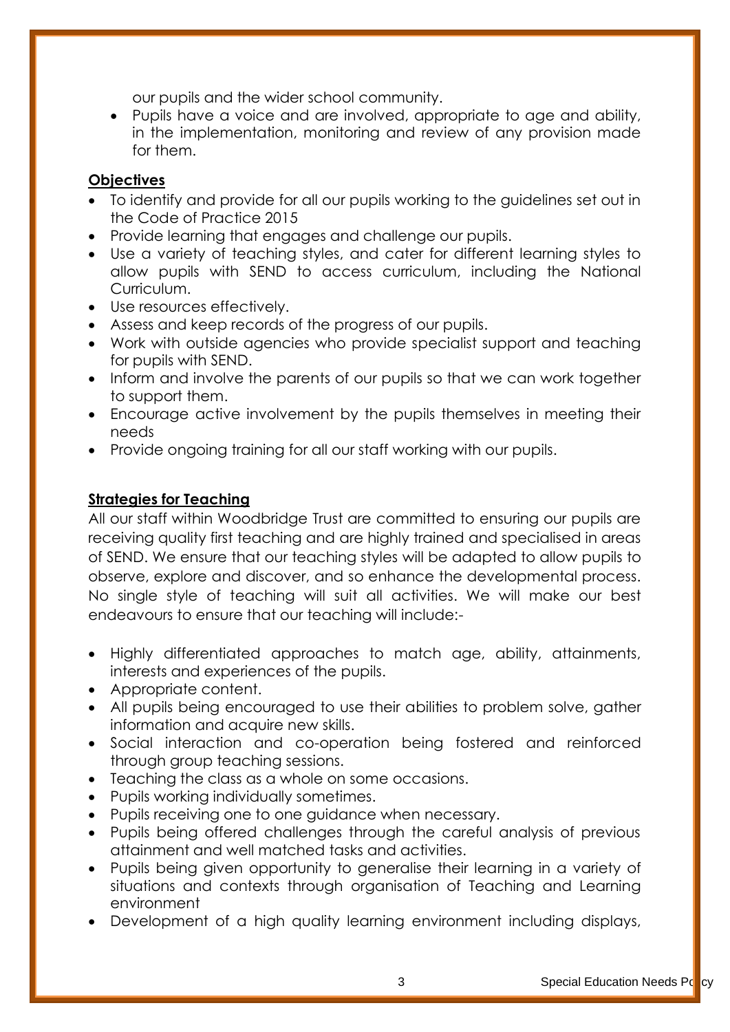our pupils and the wider school community.

- Pupils have a voice and are involved, appropriate to age and ability, in the implementation, monitoring and review of any provision made for them.

**Objectives**

- To identify and provide for all our pupils working to the guidelines set out in the Code of Practice 2015
- Provide learning that engages and challenge our pupils.
- Use a variety of teaching styles, and cater for different learning styles to allow pupils with SEND to access curriculum, including the National Curriculum.
- Use resources effectively.
- Assess and keep records of the progress of our pupils.
- Work with outside agencies who provide specialist support and teaching for pupils with SEND.
- Inform and involve the parents of our pupils so that we can work together to support them.
- Encourage active involvement by the pupils themselves in meeting their needs
- Provide ongoing training for all our staff working with our pupils.

**Strategies for Teaching**

All our staff within Woodbridge Trust are committed to ensuring our pupils are receiving quality first teaching and are highly trained and specialised in areas of SEND. We ensure that our teaching styles will be adapted to allow pupils to observe, explore and discover, and so enhance the developmental process. No single style of teaching will suit all activities. We will make our best endeavours to ensure that our teaching will include:-

- Highly differentiated approaches to match age, ability, attainments, interests and experiences of the pupils.
- Appropriate content.
- All pupils being encouraged to use their abilities to problem solve, gather information and acquire new skills.
- Social interaction and co-operation being fostered and reinforced through group teaching sessions.
- Teaching the class as a whole on some occasions.
- Pupils working individually sometimes.
- Pupils receiving one to one guidance when necessary.
- Pupils being offered challenges through the careful analysis of previous attainment and well matched tasks and activities.
- Pupils being given opportunity to generalise their learning in a variety of situations and contexts through organisation of Teaching and Learning environment
- Development of a high quality learning environment including displays,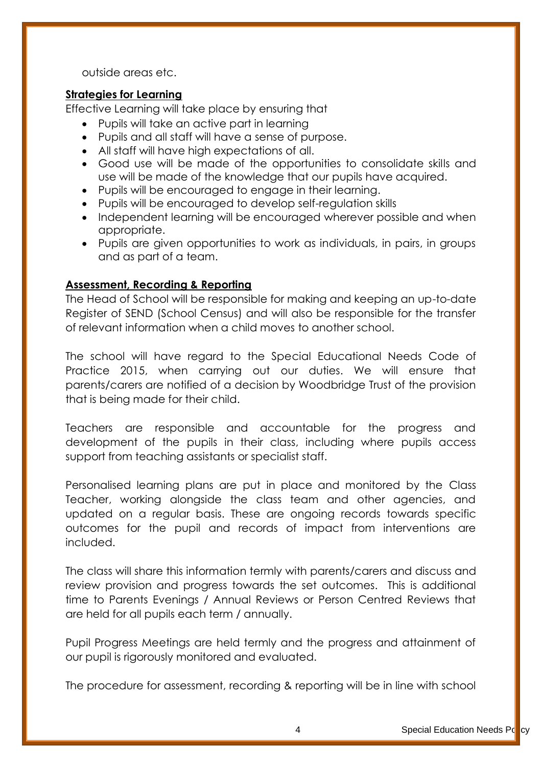outside areas etc.

**Strategies for Learning**

Effective Learning will take place by ensuring that

- Pupils will take an active part in learning
- Pupils and all staff will have a sense of purpose.
- All staff will have high expectations of all.
- Good use will be made of the opportunities to consolidate skills and use will be made of the knowledge that our pupils have acquired.
- Pupils will be encouraged to engage in their learning.
- Pupils will be encouraged to develop self-regulation skills
- Independent learning will be encouraged wherever possible and when appropriate.
- Pupils are given opportunities to work as individuals, in pairs, in groups and as part of a team.

**Assessment, Recording & Reporting**

The Head of School will be responsible for making and keeping an up-to-date Register of SEND (School Census) and will also be responsible for the transfer of relevant information when a child moves to another school.

The school will have regard to the Special Educational Needs Code of Practice 2015, when carrying out our duties. We will ensure that parents/carers are notified of a decision by Woodbridge Trust of the provision that is being made for their child.

Teachers are responsible and accountable for the progress and development of the pupils in their class, including where pupils access support from teaching assistants or specialist staff.

Personalised learning plans are put in place and monitored by the Class Teacher, working alongside the class team and other agencies, and updated on a regular basis. These are ongoing records towards specific outcomes for the pupil and records of impact from interventions are included.

The class will share this information termly with parents/carers and discuss and review provision and progress towards the set outcomes. This is additional time to Parents Evenings / Annual Reviews or Person Centred Reviews that are held for all pupils each term / annually.

Pupil Progress Meetings are held termly and the progress and attainment of our pupil is rigorously monitored and evaluated.

The procedure for assessment, recording & reporting will be in line with school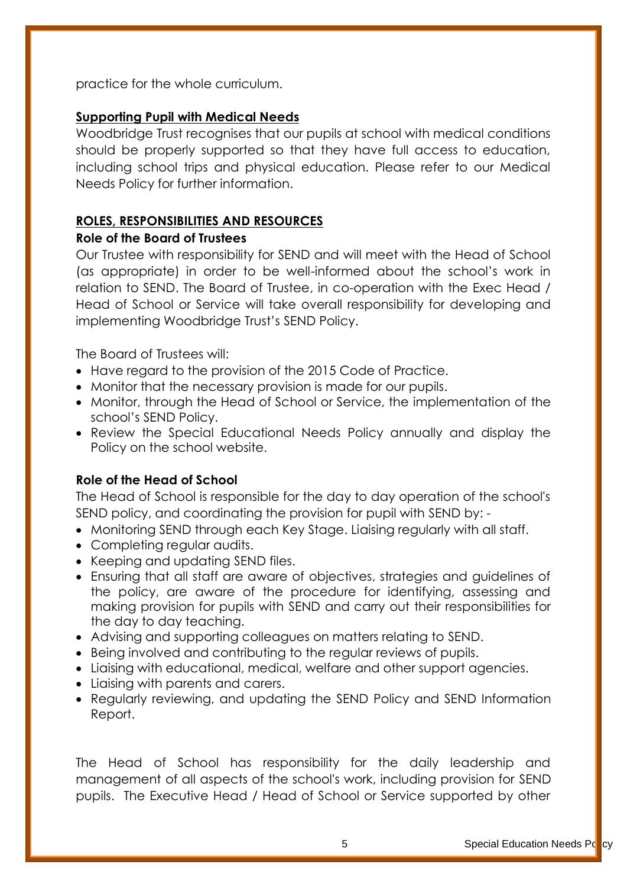practice for the whole curriculum.

**Supporting Pupil with Medical Needs**

Woodbridge Trust recognises that our pupils at school with medical conditions should be properly supported so that they have full access to education, including school trips and physical education. Please refer to our Medical Needs Policy for further information.

## ROLES, RESPONSIBILITIES AND RESOURCES

### Role of the Board of Trustees

Our Trustee with responsibility for SEND and will meet with the Head of School (as appropriate) in order to be well-informed about the school's work in relation to SEND. The Board of Trustee, in co-operation with the Exec Head / Head of School or Service will take overall responsibility for developing and implementing Woodbridge Trust's SEND Policy.

The Board of Trustees will:

- Have regard to the provision of the 2015 Code of Practice.
- Monitor that the necessary provision is made for our pupils.
- Monitor, through the Head of School or Service, the implementation of the school's SEND Policy.
- Review the Special Educational Needs Policy annually and display the Policy on the school website.

### Role of the Head of School

The Head of School is responsible for the day to day operation of the school's SEND policy, and coordinating the provision for pupil with SEND by: -

- Monitoring SEND through each Key Stage. Liaising regularly with all staff.
- Completing regular audits.
- Keeping and updating SEND files.
- Ensuring that all staff are aware of objectives, strategies and guidelines of the policy, are aware of the procedure for identifying, assessing and making provision for pupils with SEND and carry out their responsibilities for the day to day teaching.
- Advising and supporting colleagues on matters relating to SEND.
- Being involved and contributing to the regular reviews of pupils.
- Liaising with educational, medical, welfare and other support agencies.
- Liaising with parents and carers.
- Regularly reviewing, and updating the SEND Policy and SEND Information Report.

The Head of School has responsibility for the daily leadership and management of all aspects of the school's work, including provision for SEND pupils. The Executive Head / Head of School or Service supported by other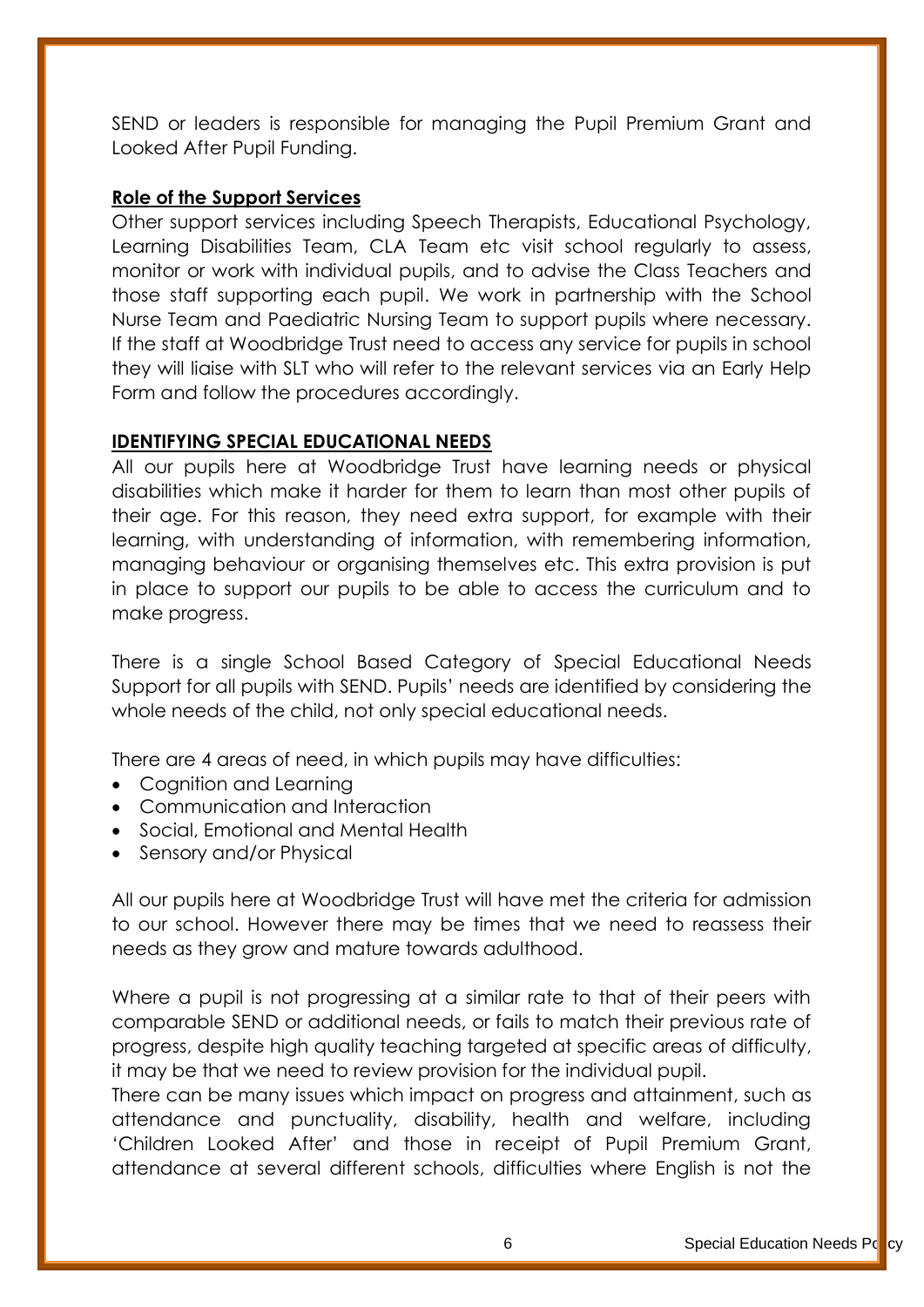SEND or leaders is responsible for managing the Pupil Premium Grant and Looked After Pupil Funding.

**Role of the Support Services**

Other support services including Speech Therapists, Educational Psychology, Learning Disabilities Team, CLA Team etc visit school regularly to assess, monitor or work with individual pupils, and to advise the Class Teachers and those staff supporting each pupil. We work in partnership with the School Nurse Team and Paediatric Nursing Team to support pupils where necessary. If the staff at Woodbridge Trust need to access any service for pupils in school they will liaise with SLT who will refer to the relevant services via an Early Help Form and follow the procedures accordingly.

**IDENTIFYING SPECIAL EDUCATIONAL NEEDS**

All our pupils here at Woodbridge Trust have learning needs or physical disabilities which make it harder for them to learn than most other pupils of their age. For this reason, they need extra support, for example with their learning, with understanding of information, with remembering information, managing behaviour or organising themselves etc. This extra provision is put in place to support our pupils to be able to access the curriculum and to make progress.

There is a single School Based Category of Special Educational Needs Support for all pupils with SEND. Pupils' needs are identified by considering the whole needs of the child, not only special educational needs.

There are 4 areas of need, in which pupils may have difficulties:

- Cognition and Learning
- Communication and Interaction
- Social, Emotional and Mental Health
- Sensory and/or Physical

All our pupils here at Woodbridge Trust will have met the criteria for admission to our school. However there may be times that we need to reassess their needs as they grow and mature towards adulthood.

Where a pupil is not progressing at a similar rate to that of their peers with comparable SEND or additional needs, or fails to match their previous rate of progress, despite high quality teaching targeted at specific areas of difficulty, it may be that we need to review provision for the individual pupil.
There can be many issues which impact on progress and attainment, such as attendance and punctuality, disability, health and welfare, including 'Children Looked After' and those in receipt of Pupil Premium Grant, attendance at several different schools, difficulties where English is not the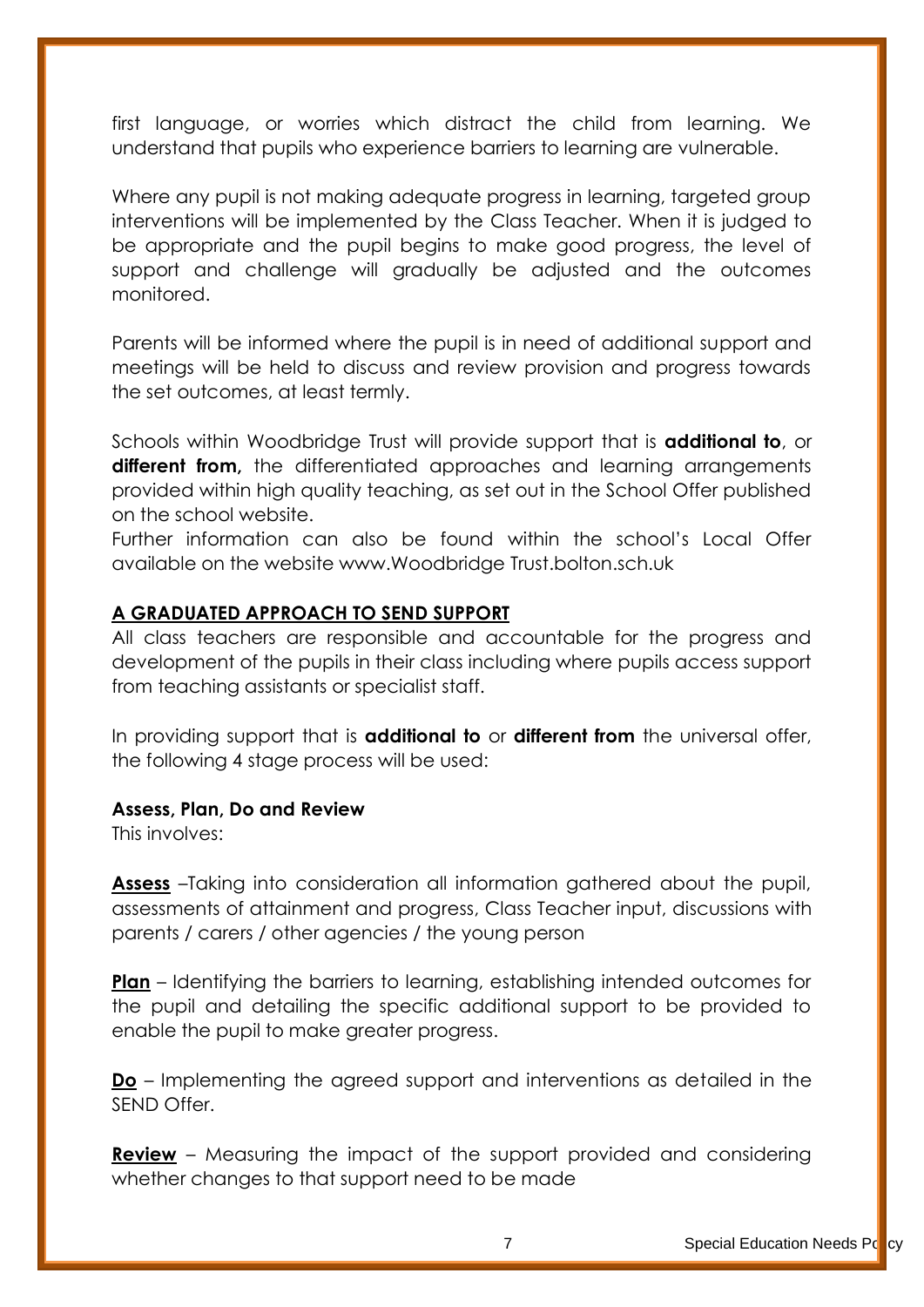first language, or worries which distract the child from learning. We understand that pupils who experience barriers to learning are vulnerable.

Where any pupil is not making adequate progress in learning, targeted group interventions will be implemented by the Class Teacher. When it is judged to be appropriate and the pupil begins to make good progress, the level of support and challenge will gradually be adjusted and the outcomes monitored.

Parents will be informed where the pupil is in need of additional support and meetings will be held to discuss and review provision and progress towards the set outcomes, at least termly.

Schools within Woodbridge Trust will provide support that is **additional to**, or **different from,** the differentiated approaches and learning arrangements provided within high quality teaching, as set out in the School Offer published on the school website.
Further information can also be found within the school's Local Offer available on the website www.Woodbridge Trust.bolton.sch.uk

## A GRADUATED APPROACH TO SEND SUPPORT

All class teachers are responsible and accountable for the progress and development of the pupils in their class including where pupils access support from teaching assistants or specialist staff.

In providing support that is **additional to** or **different from** the universal offer, the following 4 stage process will be used:

**Assess, Plan, Do and Review**
This involves:

**Assess** –Taking into consideration all information gathered about the pupil, assessments of attainment and progress, Class Teacher input, discussions with parents / carers / other agencies / the young person

**Plan** – Identifying the barriers to learning, establishing intended outcomes for the pupil and detailing the specific additional support to be provided to enable the pupil to make greater progress.

**Do** – Implementing the agreed support and interventions as detailed in the SEND Offer.

**Review** – Measuring the impact of the support provided and considering whether changes to that support need to be made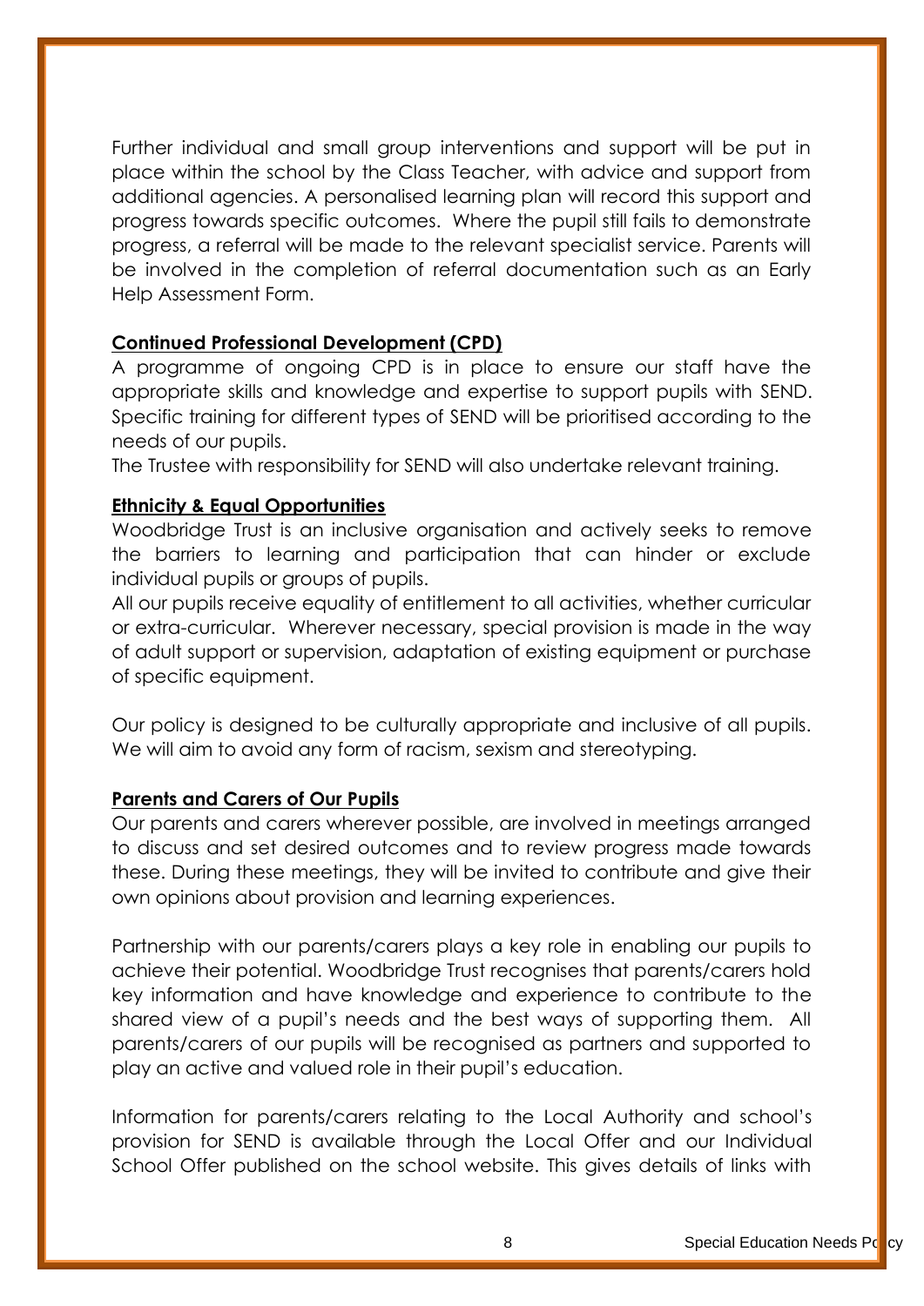Further individual and small group interventions and support will be put in place within the school by the Class Teacher, with advice and support from additional agencies. A personalised learning plan will record this support and progress towards specific outcomes. Where the pupil still fails to demonstrate progress, a referral will be made to the relevant specialist service. Parents will be involved in the completion of referral documentation such as an Early Help Assessment Form.

**Continued Professional Development (CPD)**

A programme of ongoing CPD is in place to ensure our staff have the appropriate skills and knowledge and expertise to support pupils with SEND. Specific training for different types of SEND will be prioritised according to the needs of our pupils.

The Trustee with responsibility for SEND will also undertake relevant training.

**Ethnicity & Equal Opportunities**

Woodbridge Trust is an inclusive organisation and actively seeks to remove the barriers to learning and participation that can hinder or exclude individual pupils or groups of pupils.

All our pupils receive equality of entitlement to all activities, whether curricular or extra-curricular. Wherever necessary, special provision is made in the way of adult support or supervision, adaptation of existing equipment or purchase of specific equipment.

Our policy is designed to be culturally appropriate and inclusive of all pupils. We will aim to avoid any form of racism, sexism and stereotyping.

**Parents and Carers of Our Pupils**

Our parents and carers wherever possible, are involved in meetings arranged to discuss and set desired outcomes and to review progress made towards these. During these meetings, they will be invited to contribute and give their own opinions about provision and learning experiences.

Partnership with our parents/carers plays a key role in enabling our pupils to achieve their potential. Woodbridge Trust recognises that parents/carers hold key information and have knowledge and experience to contribute to the shared view of a pupil's needs and the best ways of supporting them. All parents/carers of our pupils will be recognised as partners and supported to play an active and valued role in their pupil's education.

Information for parents/carers relating to the Local Authority and school's provision for SEND is available through the Local Offer and our Individual School Offer published on the school website. This gives details of links with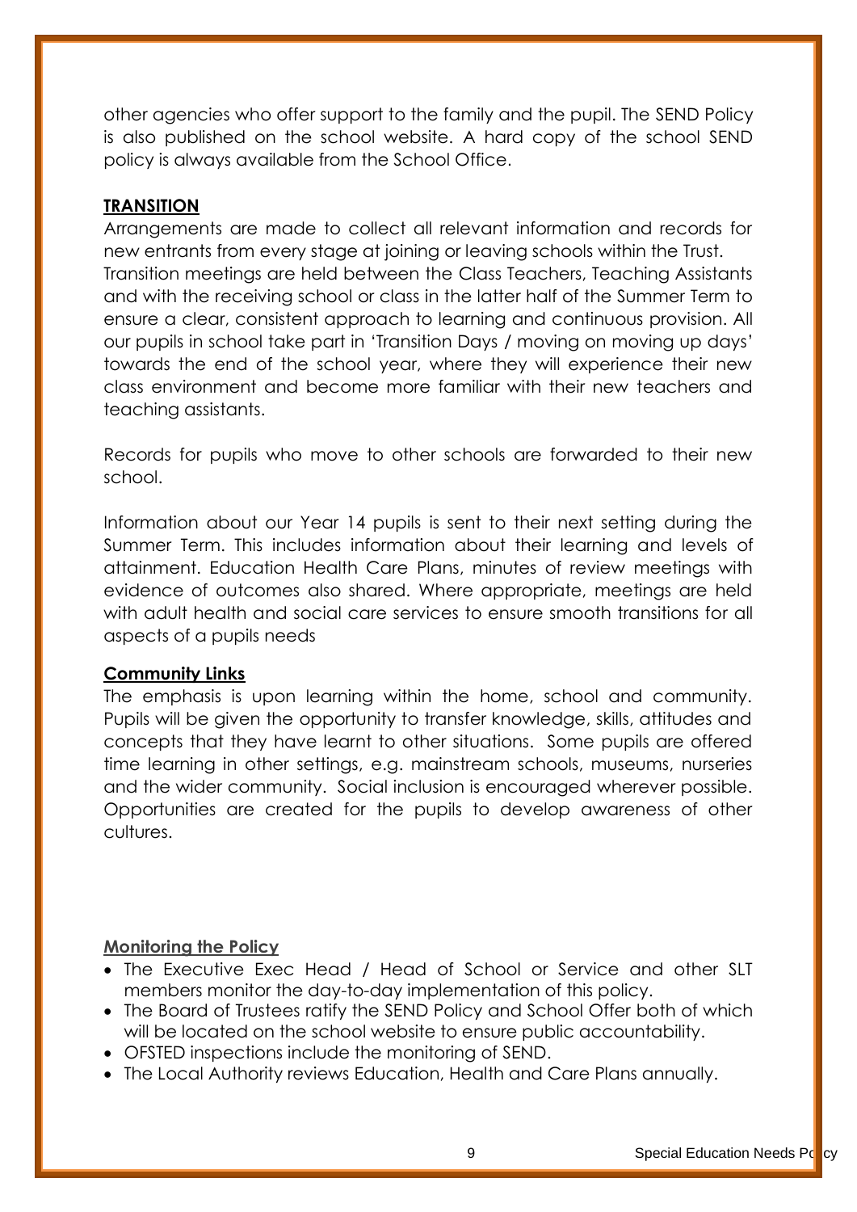other agencies who offer support to the family and the pupil. The SEND Policy is also published on the school website. A hard copy of the school SEND policy is always available from the School Office.

## TRANSITION

Arrangements are made to collect all relevant information and records for new entrants from every stage at joining or leaving schools within the Trust. Transition meetings are held between the Class Teachers, Teaching Assistants and with the receiving school or class in the latter half of the Summer Term to ensure a clear, consistent approach to learning and continuous provision. All our pupils in school take part in 'Transition Days / moving on moving up days' towards the end of the school year, where they will experience their new class environment and become more familiar with their new teachers and teaching assistants.

Records for pupils who move to other schools are forwarded to their new school.

Information about our Year 14 pupils is sent to their next setting during the Summer Term. This includes information about their learning and levels of attainment. Education Health Care Plans, minutes of review meetings with evidence of outcomes also shared. Where appropriate, meetings are held with adult health and social care services to ensure smooth transitions for all aspects of a pupils needs

## Community Links

The emphasis is upon learning within the home, school and community. Pupils will be given the opportunity to transfer knowledge, skills, attitudes and concepts that they have learnt to other situations. Some pupils are offered time learning in other settings, e.g. mainstream schools, museums, nurseries and the wider community. Social inclusion is encouraged wherever possible. Opportunities are created for the pupils to develop awareness of other cultures.

## Monitoring the Policy

- The Executive Exec Head / Head of School or Service and other SLT members monitor the day-to-day implementation of this policy.
- The Board of Trustees ratify the SEND Policy and School Offer both of which will be located on the school website to ensure public accountability.
- OFSTED inspections include the monitoring of SEND.
- The Local Authority reviews Education, Health and Care Plans annually.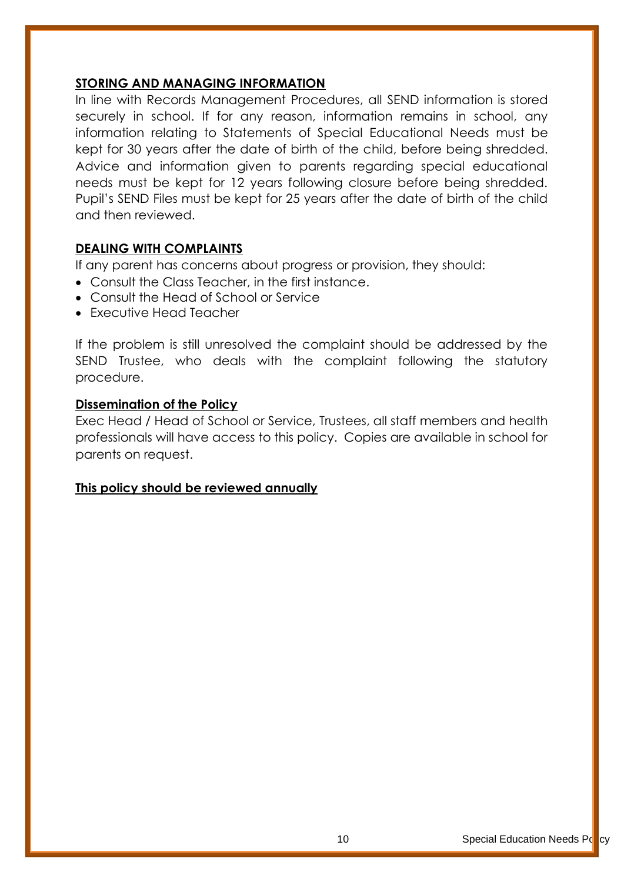## STORING AND MANAGING INFORMATION

In line with Records Management Procedures, all SEND information is stored securely in school. If for any reason, information remains in school, any information relating to Statements of Special Educational Needs must be kept for 30 years after the date of birth of the child, before being shredded. Advice and information given to parents regarding special educational needs must be kept for 12 years following closure before being shredded. Pupil's SEND Files must be kept for 25 years after the date of birth of the child and then reviewed.

## DEALING WITH COMPLAINTS

If any parent has concerns about progress or provision, they should:

- Consult the Class Teacher, in the first instance.
- Consult the Head of School or Service
- Executive Head Teacher

If the problem is still unresolved the complaint should be addressed by the SEND Trustee, who deals with the complaint following the statutory procedure.

## Dissemination of the Policy

Exec Head / Head of School or Service, Trustees, all staff members and health professionals will have access to this policy. Copies are available in school for parents on request.

**This policy should be reviewed annually**